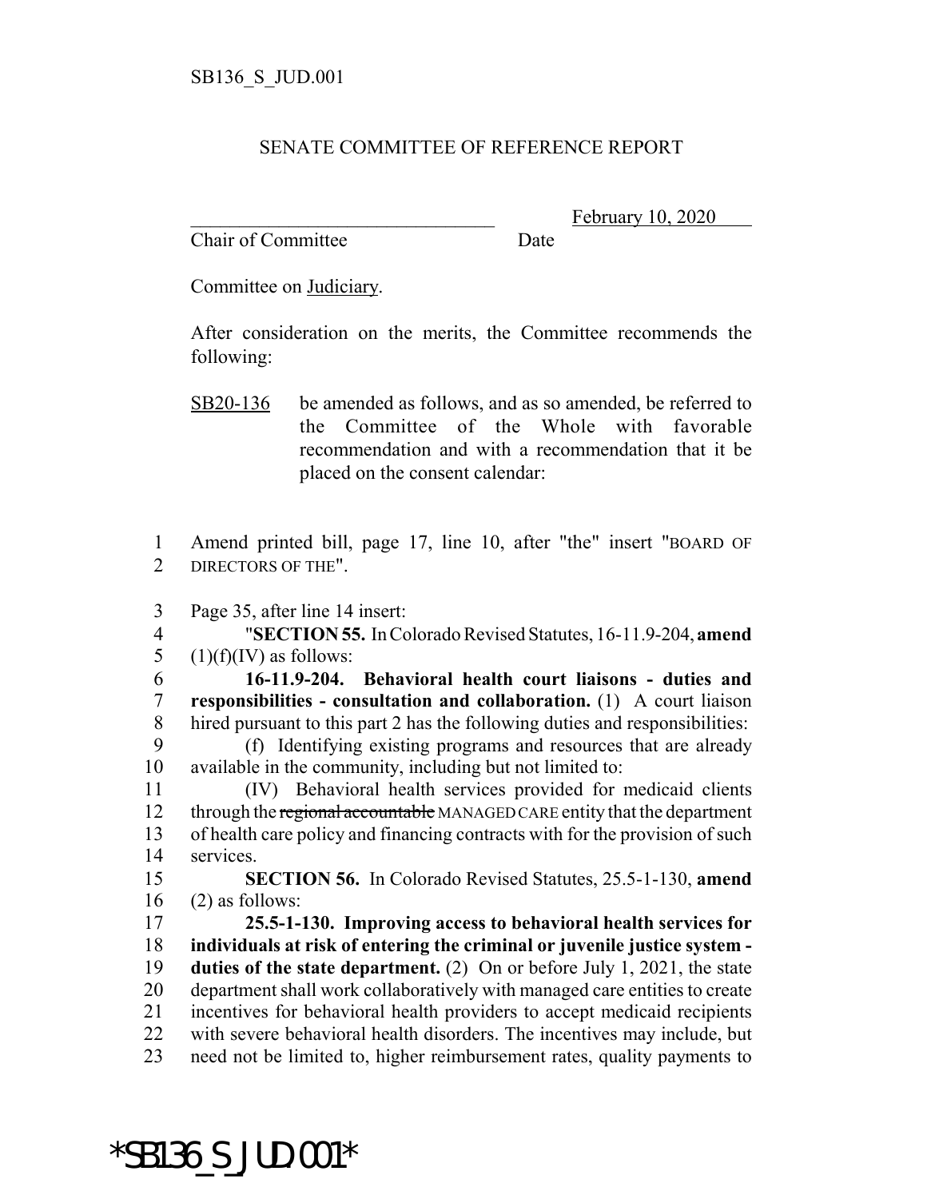SB136_S_JUD.001

SENATE COMMITTEE OF REFERENCE REPORT

_______________________________ February 10, 2020
Chair of Committee Date

Committee on Judiciary.

After consideration on the merits, the Committee recommends the following:

SB20-136 be amended as follows, and as so amended, be referred to the Committee of the Whole with favorable recommendation and with a recommendation that it be placed on the consent calendar:

1 Amend printed bill, page 17, line 10, after "the" insert "BOARD OF
2 DIRECTORS OF THE".

3 Page 35, after line 14 insert:
4 "**SECTION 55.** In Colorado Revised Statutes, 16-11.9-204, **amend**
5 (1)(f)(IV) as follows:
6 **16-11.9-204. Behavioral health court liaisons - duties and**
7 **responsibilities - consultation and collaboration.** (1) A court liaison
8 hired pursuant to this part 2 has the following duties and responsibilities:
9 (f) Identifying existing programs and resources that are already
10 available in the community, including but not limited to:
11 (IV) Behavioral health services provided for medicaid clients
12 through the ~~regional accountable~~ MANAGED CARE entity that the department
13 of health care policy and financing contracts with for the provision of such
14 services.
15 **SECTION 56.** In Colorado Revised Statutes, 25.5-1-130, **amend**
16 (2) as follows:
17 **25.5-1-130. Improving access to behavioral health services for**
18 **individuals at risk of entering the criminal or juvenile justice system -**
19 **duties of the state department.** (2) On or before July 1, 2021, the state
20 department shall work collaboratively with managed care entities to create
21 incentives for behavioral health providers to accept medicaid recipients
22 with severe behavioral health disorders. The incentives may include, but
23 need not be limited to, higher reimbursement rates, quality payments to

*SB136_S_JUD.001*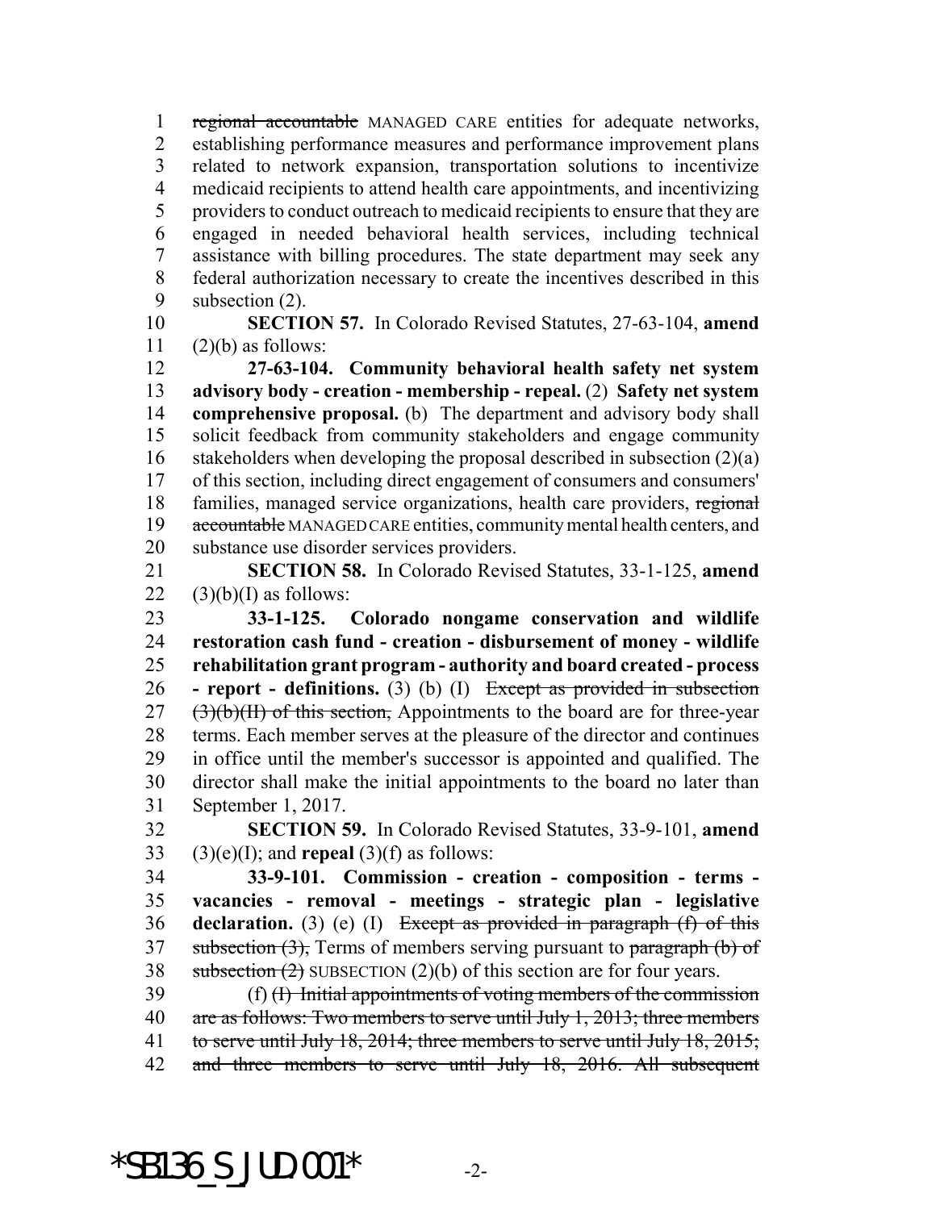~~regional accountable~~ MANAGED CARE entities for adequate networks, establishing performance measures and performance improvement plans related to network expansion, transportation solutions to incentivize medicaid recipients to attend health care appointments, and incentivizing providers to conduct outreach to medicaid recipients to ensure that they are engaged in needed behavioral health services, including technical assistance with billing procedures. The state department may seek any federal authorization necessary to create the incentives described in this subsection (2).

**SECTION 57.** In Colorado Revised Statutes, 27-63-104, **amend** (2)(b) as follows:

**27-63-104. Community behavioral health safety net system advisory body - creation - membership - repeal.** (2) **Safety net system comprehensive proposal.** (b) The department and advisory body shall solicit feedback from community stakeholders and engage community stakeholders when developing the proposal described in subsection (2)(a) of this section, including direct engagement of consumers and consumers' families, managed service organizations, health care providers, ~~regional accountable~~ MANAGED CARE entities, community mental health centers, and substance use disorder services providers.

**SECTION 58.** In Colorado Revised Statutes, 33-1-125, **amend** (3)(b)(I) as follows:

**33-1-125. Colorado nongame conservation and wildlife restoration cash fund - creation - disbursement of money - wildlife rehabilitation grant program - authority and board created - process - report - definitions.** (3) (b) (I) ~~Except as provided in subsection (3)(b)(II) of this section,~~ Appointments to the board are for three-year terms. Each member serves at the pleasure of the director and continues in office until the member's successor is appointed and qualified. The director shall make the initial appointments to the board no later than September 1, 2017.

**SECTION 59.** In Colorado Revised Statutes, 33-9-101, **amend** (3)(e)(I); and **repeal** (3)(f) as follows:

**33-9-101. Commission - creation - composition - terms - vacancies - removal - meetings - strategic plan - legislative declaration.** (3) (e) (I) ~~Except as provided in paragraph (f) of this subsection (3),~~ Terms of members serving pursuant to ~~paragraph (b) of subsection (2)~~ SUBSECTION (2)(b) of this section are for four years.

(f) ~~(I) Initial appointments of voting members of the commission are as follows: Two members to serve until July 1, 2013; three members to serve until July 18, 2014; three members to serve until July 18, 2015; and three members to serve until July 18, 2016. All subsequent~~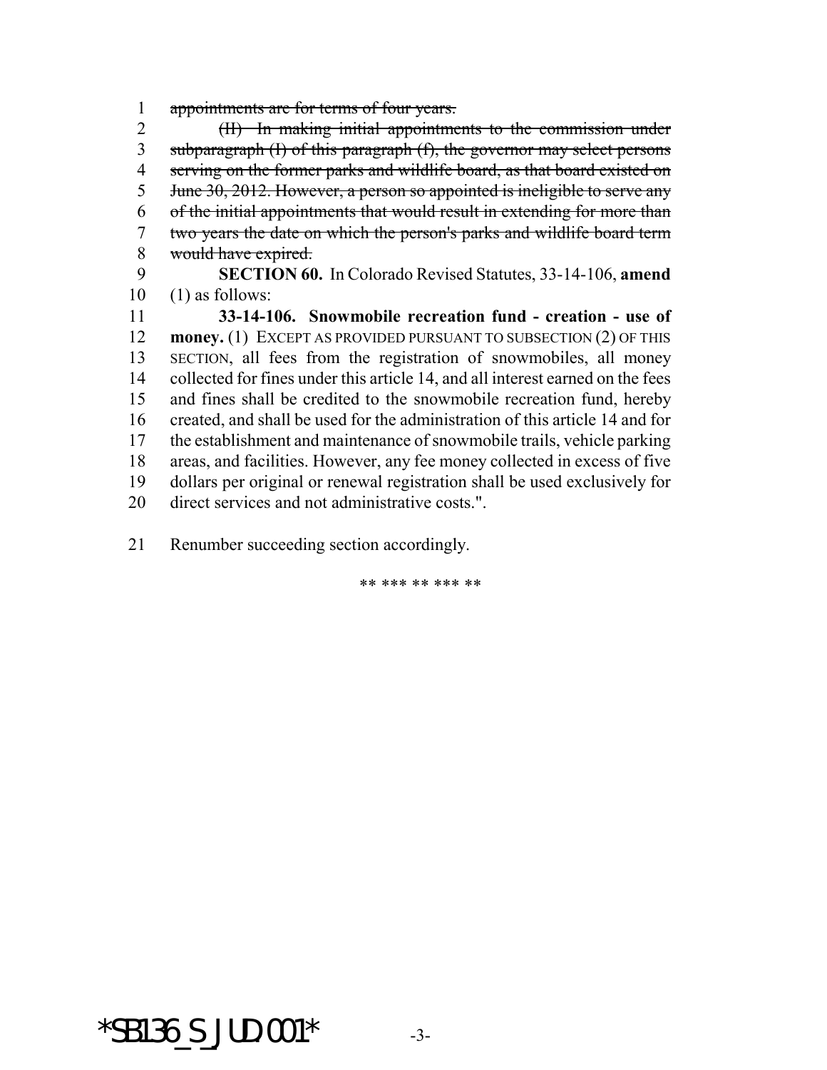~~appointments are for terms of four years.~~

~~(II) In making initial appointments to the commission under subparagraph (I) of this paragraph (f), the governor may select persons serving on the former parks and wildlife board, as that board existed on June 30, 2012. However, a person so appointed is ineligible to serve any of the initial appointments that would result in extending for more than two years the date on which the person's parks and wildlife board term would have expired.~~

**SECTION 60.** In Colorado Revised Statutes, 33-14-106, **amend** (1) as follows:

**33-14-106. Snowmobile recreation fund - creation - use of money.** (1) EXCEPT AS PROVIDED PURSUANT TO SUBSECTION (2) OF THIS SECTION, all fees from the registration of snowmobiles, all money collected for fines under this article 14, and all interest earned on the fees and fines shall be credited to the snowmobile recreation fund, hereby created, and shall be used for the administration of this article 14 and for the establishment and maintenance of snowmobile trails, vehicle parking areas, and facilities. However, any fee money collected in excess of five dollars per original or renewal registration shall be used exclusively for direct services and not administrative costs.".

Renumber succeeding section accordingly.

** *** ** *** **

*SB136_S_JUD.001*